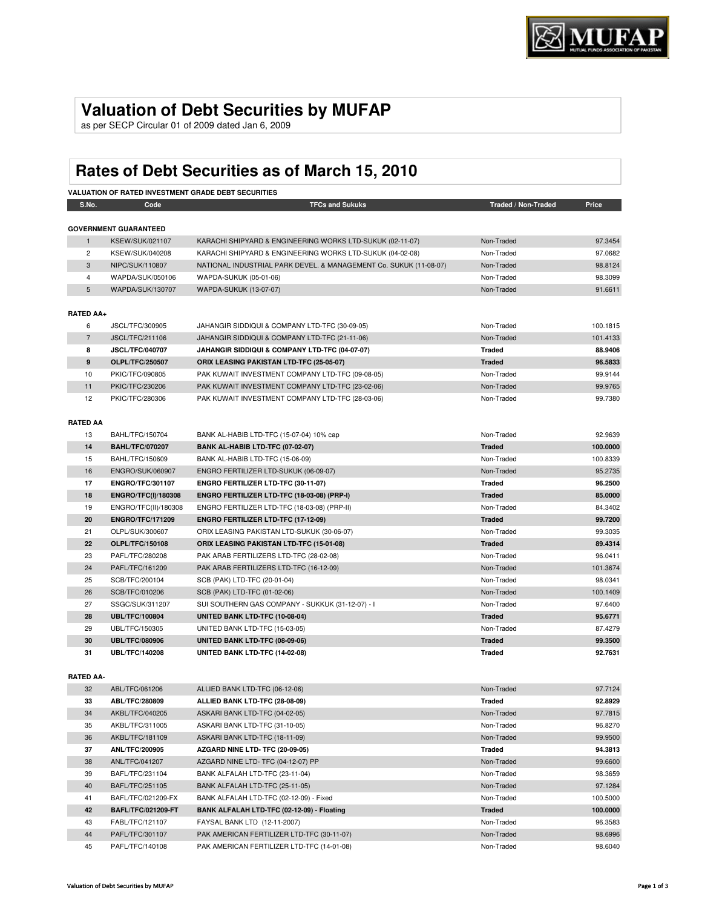# Valuation of Debt Securities by MUFAP

as per SECP Circular 01 of 2009 dated Jan 6, 2009

# Rates of Debt Securities as of March 15, 2010

**VALUATION OF RATED INVESTMENT GRADE DEBT SECURITIES**

| S.No. | Code | TFCs and Sukuks | Traded / Non-Traded | Price |
|---|---|---|---|---|
| **GOVERNMENT GUARANTEED** | | | | |
| 1 | KSEW/SUK/021107 | KARACHI SHIPYARD & ENGINEERING WORKS LTD-SUKUK (02-11-07) | Non-Traded | 97.3454 |
| 2 | KSEW/SUK/040208 | KARACHI SHIPYARD & ENGINEERING WORKS LTD-SUKUK (04-02-08) | Non-Traded | 97.0682 |
| 3 | NIPC/SUK/110807 | NATIONAL INDUSTRIAL PARK DEVEL. & MANAGEMENT Co. SUKUK (11-08-07) | Non-Traded | 98.8124 |
| 4 | WAPDA/SUK/050106 | WAPDA-SUKUK (05-01-06) | Non-Traded | 98.3099 |
| 5 | WAPDA/SUK/130707 | WAPDA-SUKUK (13-07-07) | Non-Traded | 91.6611 |
| **RATED AA+** | | | | |
| 6 | JSCL/TFC/300905 | JAHANGIR SIDDIQUI & COMPANY LTD-TFC (30-09-05) | Non-Traded | 100.1815 |
| 7 | JSCL/TFC/211106 | JAHANGIR SIDDIQUI & COMPANY LTD-TFC (21-11-06) | Non-Traded | 101.4133 |
| **8** | **JSCL/TFC/040707** | **JAHANGIR SIDDIQUI & COMPANY LTD-TFC (04-07-07)** | **Traded** | **88.9406** |
| **9** | **OLPL/TFC/250507** | **ORIX LEASING PAKISTAN LTD-TFC (25-05-07)** | **Traded** | **96.5833** |
| 10 | PKIC/TFC/090805 | PAK KUWAIT INVESTMENT COMPANY LTD-TFC (09-08-05) | Non-Traded | 99.9144 |
| 11 | PKIC/TFC/230206 | PAK KUWAIT INVESTMENT COMPANY LTD-TFC (23-02-06) | Non-Traded | 99.9765 |
| 12 | PKIC/TFC/280306 | PAK KUWAIT INVESTMENT COMPANY LTD-TFC (28-03-06) | Non-Traded | 99.7380 |
| **RATED AA** | | | | |
| 13 | BAHL/TFC/150704 | BANK AL-HABIB LTD-TFC (15-07-04) 10% cap | Non-Traded | 92.9639 |
| **14** | **BAHL/TFC/070207** | **BANK AL-HABIB LTD-TFC (07-02-07)** | **Traded** | **100.0000** |
| 15 | BAHL/TFC/150609 | BANK AL-HABIB LTD-TFC (15-06-09) | Non-Traded | 100.8339 |
| 16 | ENGRO/SUK/060907 | ENGRO FERTILIZER LTD-SUKUK (06-09-07) | Non-Traded | 95.2735 |
| **17** | **ENGRO/TFC/301107** | **ENGRO FERTILIZER LTD-TFC (30-11-07)** | **Traded** | **96.2500** |
| **18** | **ENGRO/TFC(I)/180308** | **ENGRO FERTILIZER LTD-TFC (18-03-08) (PRP-I)** | **Traded** | **85.0000** |
| 19 | ENGRO/TFC(II)/180308 | ENGRO FERTILIZER LTD-TFC (18-03-08) (PRP-II) | Non-Traded | 84.3402 |
| **20** | **ENGRO/TFC/171209** | **ENGRO FERTILIZER LTD-TFC (17-12-09)** | **Traded** | **99.7200** |
| 21 | OLPL/SUK/300607 | ORIX LEASING PAKISTAN LTD-SUKUK (30-06-07) | Non-Traded | 99.3035 |
| **22** | **OLPL/TFC/150108** | **ORIX LEASING PAKISTAN LTD-TFC (15-01-08)** | **Traded** | **89.4314** |
| 23 | PAFL/TFC/280208 | PAK ARAB FERTILIZERS LTD-TFC (28-02-08) | Non-Traded | 96.0411 |
| 24 | PAFL/TFC/161209 | PAK ARAB FERTILIZERS LTD-TFC (16-12-09) | Non-Traded | 101.3674 |
| 25 | SCB/TFC/200104 | SCB (PAK) LTD-TFC (20-01-04) | Non-Traded | 98.0341 |
| 26 | SCB/TFC/010206 | SCB (PAK) LTD-TFC (01-02-06) | Non-Traded | 100.1409 |
| 27 | SSGC/SUK/311207 | SUI SOUTHERN GAS COMPANY - SUKKUK (31-12-07) - I | Non-Traded | 97.6400 |
| **28** | **UBL/TFC/100804** | **UNITED BANK LTD-TFC (10-08-04)** | **Traded** | **95.6771** |
| 29 | UBL/TFC/150305 | UNITED BANK LTD-TFC (15-03-05) | Non-Traded | 87.4279 |
| **30** | **UBL/TFC/080906** | **UNITED BANK LTD-TFC (08-09-06)** | **Traded** | **99.3500** |
| **31** | **UBL/TFC/140208** | **UNITED BANK LTD-TFC (14-02-08)** | **Traded** | **92.7631** |
| **RATED AA-** | | | | |
| 32 | ABL/TFC/061206 | ALLIED BANK LTD-TFC (06-12-06) | Non-Traded | 97.7124 |
| **33** | **ABL/TFC/280809** | **ALLIED BANK LTD-TFC (28-08-09)** | **Traded** | **92.8929** |
| 34 | AKBL/TFC/040205 | ASKARI BANK LTD-TFC (04-02-05) | Non-Traded | 97.7815 |
| 35 | AKBL/TFC/311005 | ASKARI BANK LTD-TFC (31-10-05) | Non-Traded | 96.8270 |
| 36 | AKBL/TFC/181109 | ASKARI BANK LTD-TFC (18-11-09) | Non-Traded | 99.9500 |
| **37** | **ANL/TFC/200905** | **AZGARD NINE LTD- TFC (20-09-05)** | **Traded** | **94.3813** |
| 38 | ANL/TFC/041207 | AZGARD NINE LTD- TFC (04-12-07) PP | Non-Traded | 99.6600 |
| 39 | BAFL/TFC/231104 | BANK ALFALAH LTD-TFC (23-11-04) | Non-Traded | 98.3659 |
| 40 | BAFL/TFC/251105 | BANK ALFALAH LTD-TFC (25-11-05) | Non-Traded | 97.1284 |
| 41 | BAFL/TFC/021209-FX | BANK ALFALAH LTD-TFC (02-12-09) - Fixed | Non-Traded | 100.5000 |
| **42** | **BAFL/TFC/021209-FT** | **BANK ALFALAH LTD-TFC (02-12-09) - Floating** | **Traded** | **100.0000** |
| 43 | FABL/TFC/121107 | FAYSAL BANK LTD (12-11-2007) | Non-Traded | 96.3583 |
| 44 | PAFL/TFC/301107 | PAK AMERICAN FERTILIZER LTD-TFC (30-11-07) | Non-Traded | 98.6996 |
| 45 | PAFL/TFC/140108 | PAK AMERICAN FERTILIZER LTD-TFC (14-01-08) | Non-Traded | 98.6040 |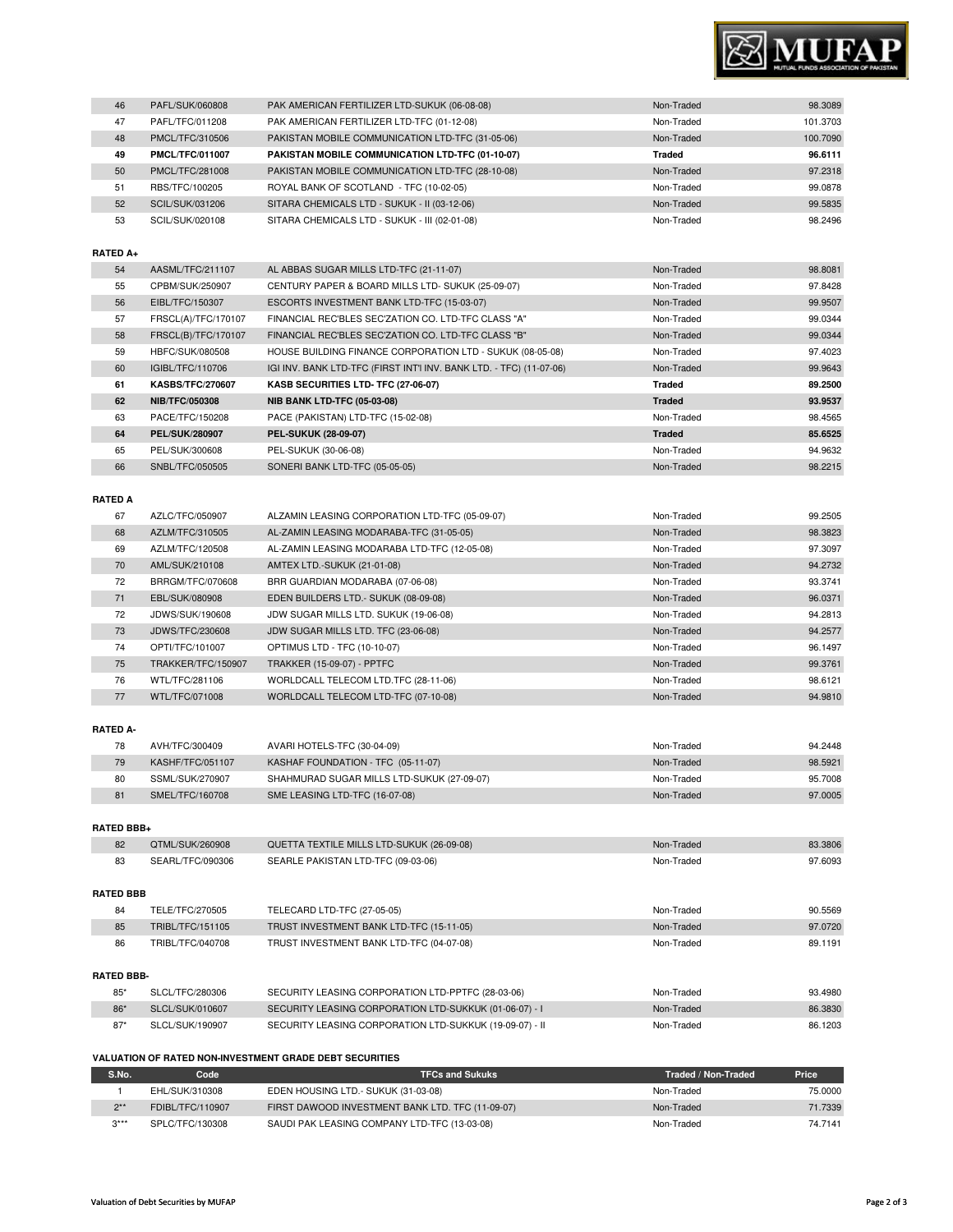| 46 | PAFL/SUK/060808 | PAK AMERICAN FERTILIZER LTD-SUKUK (06-08-08) | Non-Traded | 98.3089 |
|---|---|---|---|---|
| 47 | PAFL/TFC/011208 | PAK AMERICAN FERTILIZER LTD-TFC (01-12-08) | Non-Traded | 101.3703 |
| 48 | PMCL/TFC/310506 | PAKISTAN MOBILE COMMUNICATION LTD-TFC (31-05-06) | Non-Traded | 100.7090 |
| **49** | **PMCL/TFC/011007** | **PAKISTAN MOBILE COMMUNICATION LTD-TFC (01-10-07)** | **Traded** | **96.6111** |
| 50 | PMCL/TFC/281008 | PAKISTAN MOBILE COMMUNICATION LTD-TFC (28-10-08) | Non-Traded | 97.2318 |
| 51 | RBS/TFC/100205 | ROYAL BANK OF SCOTLAND - TFC (10-02-05) | Non-Traded | 99.0878 |
| 52 | SCIL/SUK/031206 | SITARA CHEMICALS LTD - SUKUK - II (03-12-06) | Non-Traded | 99.5835 |
| 53 | SCIL/SUK/020108 | SITARA CHEMICALS LTD - SUKUK - III (02-01-08) | Non-Traded | 98.2496 |

**RATED A+**

| 54 | AASML/TFC/211107 | AL ABBAS SUGAR MILLS LTD-TFC (21-11-07) | Non-Traded | 98.8081 |
|---|---|---|---|---|
| 55 | CPBM/SUK/250907 | CENTURY PAPER & BOARD MILLS LTD- SUKUK (25-09-07) | Non-Traded | 97.8428 |
| 56 | EIBL/TFC/150307 | ESCORTS INVESTMENT BANK LTD-TFC (15-03-07) | Non-Traded | 99.9507 |
| 57 | FRSCL(A)/TFC/170107 | FINANCIAL REC'BLES SEC'ZATION CO. LTD-TFC CLASS "A" | Non-Traded | 99.0344 |
| 58 | FRSCL(B)/TFC/170107 | FINANCIAL REC'BLES SEC'ZATION CO. LTD-TFC CLASS "B" | Non-Traded | 99.0344 |
| 59 | HBFC/SUK/080508 | HOUSE BUILDING FINANCE CORPORATION LTD - SUKUK (08-05-08) | Non-Traded | 97.4023 |
| 60 | IGIBL/TFC/110706 | IGI INV. BANK LTD-TFC (FIRST INT'I INV. BANK LTD. - TFC) (11-07-06) | Non-Traded | 99.9643 |
| **61** | **KASBS/TFC/270607** | **KASB SECURITIES LTD- TFC (27-06-07)** | **Traded** | **89.2500** |
| **62** | **NIB/TFC/050308** | **NIB BANK LTD-TFC (05-03-08)** | **Traded** | **93.9537** |
| 63 | PACE/TFC/150208 | PACE (PAKISTAN) LTD-TFC (15-02-08) | Non-Traded | 98.4565 |
| **64** | **PEL/SUK/280907** | **PEL-SUKUK (28-09-07)** | **Traded** | **85.6525** |
| 65 | PEL/SUK/300608 | PEL-SUKUK (30-06-08) | Non-Traded | 94.9632 |
| 66 | SNBL/TFC/050505 | SONERI BANK LTD-TFC (05-05-05) | Non-Traded | 98.2215 |

**RATED A**

| 67 | AZLC/TFC/050907 | ALZAMIN LEASING CORPORATION LTD-TFC (05-09-07) | Non-Traded | 99.2505 |
|---|---|---|---|---|
| 68 | AZLM/TFC/310505 | AL-ZAMIN LEASING MODARABA-TFC (31-05-05) | Non-Traded | 98.3823 |
| 69 | AZLM/TFC/120508 | AL-ZAMIN LEASING MODARABA LTD-TFC (12-05-08) | Non-Traded | 97.3097 |
| 70 | AML/SUK/210108 | AMTEX LTD.-SUKUK (21-01-08) | Non-Traded | 94.2732 |
| 72 | BRRGM/TFC/070608 | BRR GUARDIAN MODARABA (07-06-08) | Non-Traded | 93.3741 |
| 71 | EBL/SUK/080908 | EDEN BUILDERS LTD.- SUKUK (08-09-08) | Non-Traded | 96.0371 |
| 72 | JDWS/SUK/190608 | JDW SUGAR MILLS LTD. SUKUK (19-06-08) | Non-Traded | 94.2813 |
| 73 | JDWS/TFC/230608 | JDW SUGAR MILLS LTD. TFC (23-06-08) | Non-Traded | 94.2577 |
| 74 | OPTI/TFC/101007 | OPTIMUS LTD - TFC (10-10-07) | Non-Traded | 96.1497 |
| 75 | TRAKKER/TFC/150907 | TRAKKER (15-09-07) - PPTFC | Non-Traded | 99.3761 |
| 76 | WTL/TFC/281106 | WORLDCALL TELECOM LTD.TFC (28-11-06) | Non-Traded | 98.6121 |
| 77 | WTL/TFC/071008 | WORLDCALL TELECOM LTD-TFC (07-10-08) | Non-Traded | 94.9810 |

**RATED A-**

| 78 | AVH/TFC/300409 | AVARI HOTELS-TFC (30-04-09) | Non-Traded | 94.2448 |
|---|---|---|---|---|
| 79 | KASHF/TFC/051107 | KASHAF FOUNDATION - TFC (05-11-07) | Non-Traded | 98.5921 |
| 80 | SSML/SUK/270907 | SHAHMURAD SUGAR MILLS LTD-SUKUK (27-09-07) | Non-Traded | 95.7008 |
| 81 | SMEL/TFC/160708 | SME LEASING LTD-TFC (16-07-08) | Non-Traded | 97.0005 |

**RATED BBB+**

| 82 | QTML/SUK/260908 | QUETTA TEXTILE MILLS LTD-SUKUK (26-09-08) | Non-Traded | 83.3806 |
|---|---|---|---|---|
| 83 | SEARL/TFC/090306 | SEARLE PAKISTAN LTD-TFC (09-03-06) | Non-Traded | 97.6093 |

**RATED BBB**

| 84 | TELE/TFC/270505 | TELECARD LTD-TFC (27-05-05) | Non-Traded | 90.5569 |
|---|---|---|---|---|
| 85 | TRIBL/TFC/151105 | TRUST INVESTMENT BANK LTD-TFC (15-11-05) | Non-Traded | 97.0720 |
| 86 | TRIBL/TFC/040708 | TRUST INVESTMENT BANK LTD-TFC (04-07-08) | Non-Traded | 89.1191 |

**RATED BBB-**

| 85* | SLCL/TFC/280306 | SECURITY LEASING CORPORATION LTD-PPTFC (28-03-06) | Non-Traded | 93.4980 |
|---|---|---|---|---|
| 86* | SLCL/SUK/010607 | SECURITY LEASING CORPORATION LTD-SUKKUK (01-06-07) - I | Non-Traded | 86.3830 |
| 87* | SLCL/SUK/190907 | SECURITY LEASING CORPORATION LTD-SUKKUK (19-09-07) - II | Non-Traded | 86.1203 |

**VALUATION OF RATED NON-INVESTMENT GRADE DEBT SECURITIES**

| S.No. | Code | TFCs and Sukuks | Traded / Non-Traded | Price |
|---|---|---|---|---|
| 1 | EHL/SUK/310308 | EDEN HOUSING LTD.- SUKUK (31-03-08) | Non-Traded | 75.0000 |
| 2** | FDIBL/TFC/110907 | FIRST DAWOOD INVESTMENT BANK LTD. TFC (11-09-07) | Non-Traded | 71.7339 |
| 3*** | SPLC/TFC/130308 | SAUDI PAK LEASING COMPANY LTD-TFC (13-03-08) | Non-Traded | 74.7141 |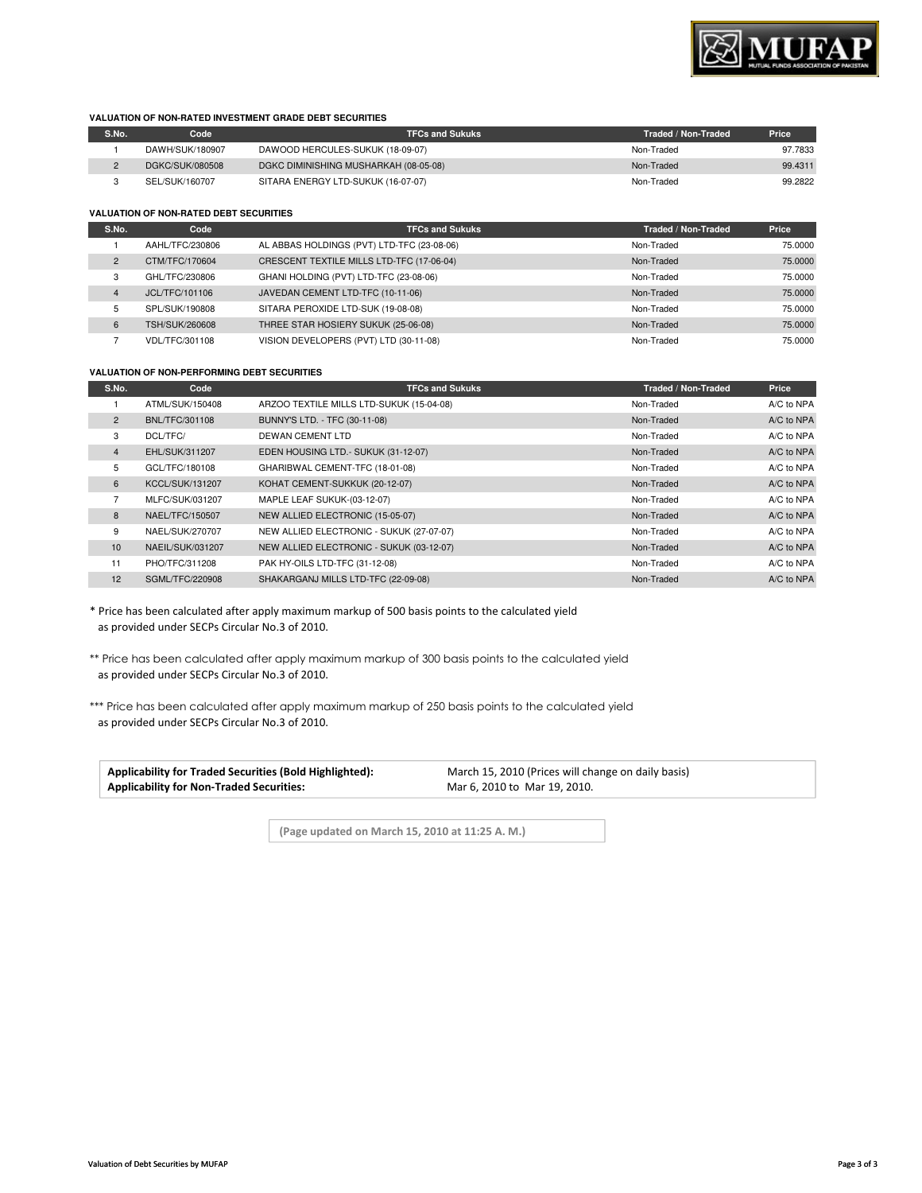### VALUATION OF NON-RATED INVESTMENT GRADE DEBT SECURITIES

| S.No. | Code | TFCs and Sukuks | Traded / Non-Traded | Price |
|---|---|---|---|---|
| 1 | DAWH/SUK/180907 | DAWOOD HERCULES-SUKUK (18-09-07) | Non-Traded | 97.7833 |
| 2 | DGKC/SUK/080508 | DGKC DIMINISHING MUSHARKAH (08-05-08) | Non-Traded | 99.4311 |
| 3 | SEL/SUK/160707 | SITARA ENERGY LTD-SUKUK (16-07-07) | Non-Traded | 99.2822 |

### VALUATION OF NON-RATED DEBT SECURITIES

| S.No. | Code | TFCs and Sukuks | Traded / Non-Traded | Price |
|---|---|---|---|---|
| 1 | AAHL/TFC/230806 | AL ABBAS HOLDINGS (PVT) LTD-TFC (23-08-06) | Non-Traded | 75.0000 |
| 2 | CTM/TFC/170604 | CRESCENT TEXTILE MILLS LTD-TFC (17-06-04) | Non-Traded | 75.0000 |
| 3 | GHL/TFC/230806 | GHANI HOLDING (PVT) LTD-TFC (23-08-06) | Non-Traded | 75.0000 |
| 4 | JCL/TFC/101106 | JAVEDAN CEMENT LTD-TFC (10-11-06) | Non-Traded | 75.0000 |
| 5 | SPL/SUK/190808 | SITARA PEROXIDE LTD-SUK (19-08-08) | Non-Traded | 75.0000 |
| 6 | TSH/SUK/260608 | THREE STAR HOSIERY SUKUK (25-06-08) | Non-Traded | 75.0000 |
| 7 | VDL/TFC/301108 | VISION DEVELOPERS (PVT) LTD (30-11-08) | Non-Traded | 75.0000 |

### VALUATION OF NON-PERFORMING DEBT SECURITIES

| S.No. | Code | TFCs and Sukuks | Traded / Non-Traded | Price |
|---|---|---|---|---|
| 1 | ATML/SUK/150408 | ARZOO TEXTILE MILLS LTD-SUKUK (15-04-08) | Non-Traded | A/C to NPA |
| 2 | BNL/TFC/301108 | BUNNY'S LTD. - TFC (30-11-08) | Non-Traded | A/C to NPA |
| 3 | DCL/TFC/ | DEWAN CEMENT LTD | Non-Traded | A/C to NPA |
| 4 | EHL/SUK/311207 | EDEN HOUSING LTD.- SUKUK (31-12-07) | Non-Traded | A/C to NPA |
| 5 | GCL/TFC/180108 | GHARIBWAL CEMENT-TFC (18-01-08) | Non-Traded | A/C to NPA |
| 6 | KCCL/SUK/131207 | KOHAT CEMENT-SUKKUK (20-12-07) | Non-Traded | A/C to NPA |
| 7 | MLFC/SUK/031207 | MAPLE LEAF SUKUK-(03-12-07) | Non-Traded | A/C to NPA |
| 8 | NAEL/TFC/150507 | NEW ALLIED ELECTRONIC (15-05-07) | Non-Traded | A/C to NPA |
| 9 | NAEL/SUK/270707 | NEW ALLIED ELECTRONIC - SUKUK (27-07-07) | Non-Traded | A/C to NPA |
| 10 | NAEIL/SUK/031207 | NEW ALLIED ELECTRONIC - SUKUK (03-12-07) | Non-Traded | A/C to NPA |
| 11 | PHO/TFC/311208 | PAK HY-OILS LTD-TFC (31-12-08) | Non-Traded | A/C to NPA |
| 12 | SGML/TFC/220908 | SHAKARGANJ MILLS LTD-TFC (22-09-08) | Non-Traded | A/C to NPA |

* Price has been calculated after apply maximum markup of 500 basis points to the calculated yield as provided under SECPs Circular No.3 of 2010.

** Price has been calculated after apply maximum markup of 300 basis points to the calculated yield as provided under SECPs Circular No.3 of 2010.

*** Price has been calculated after apply maximum markup of 250 basis points to the calculated yield as provided under SECPs Circular No.3 of 2010.

| | |
|---|---|
| **Applicability for Traded Securities (Bold Highlighted):** | March 15, 2010 (Prices will change on daily basis) |
| **Applicability for Non-Traded Securities:** | Mar 6, 2010 to Mar 19, 2010. |

**(Page updated on March 15, 2010 at 11:25 A. M.)**